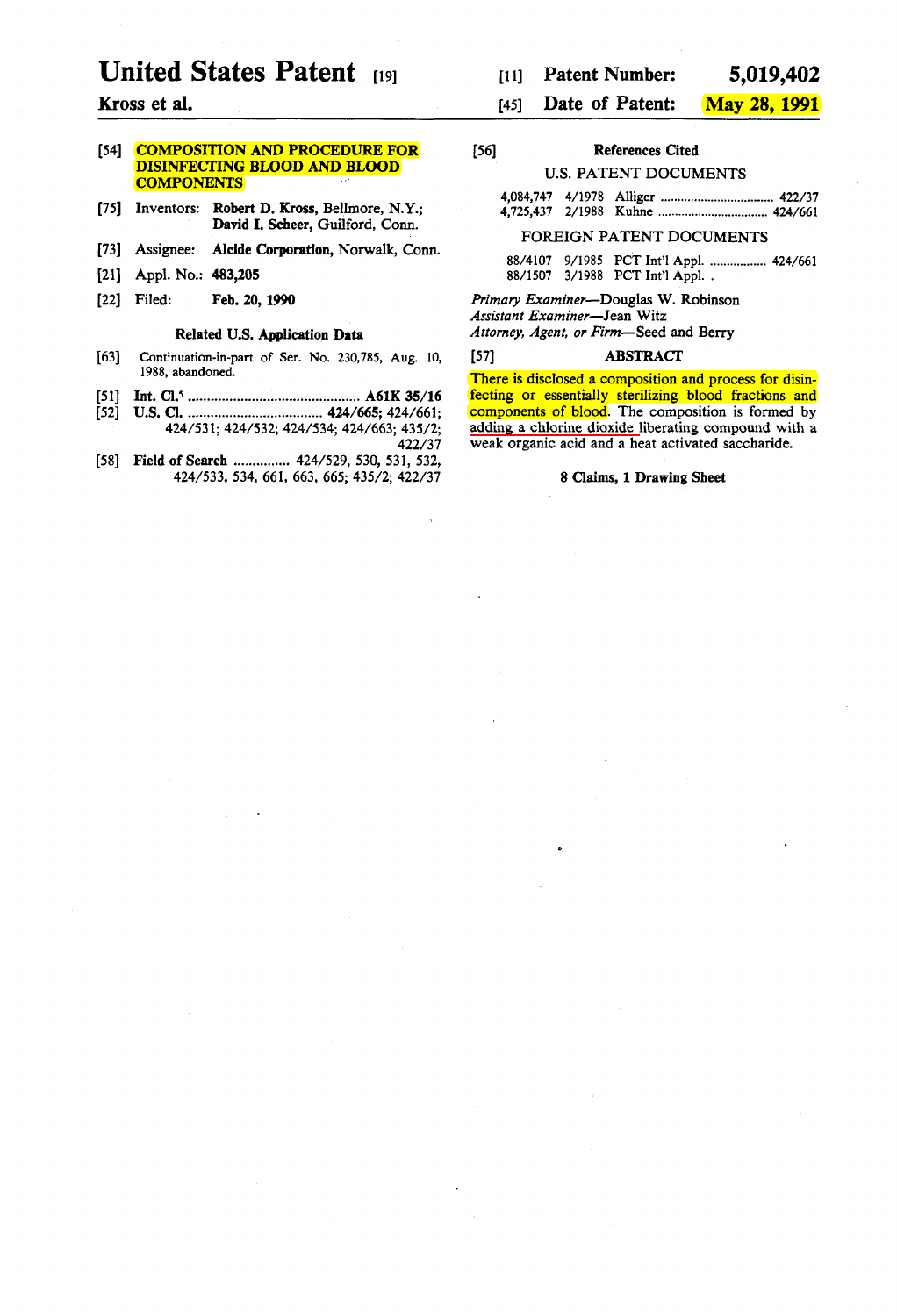# United States Patent [19]

**Kross et al.**

[11] **Patent Number: 5,019,402**

[45] **Date of Patent: May 28, 1991**

[54] **COMPOSITION AND PROCEDURE FOR DISINFECTING BLOOD AND BLOOD COMPONENTS**

[75] Inventors: **Robert D. Kross**, Bellmore, N.Y.; **David I. Scheer**, Guilford, Conn.

[73] Assignee: **Alcide Corporation**, Norwalk, Conn.

[21] Appl. No.: **483,205**

[22] Filed: **Feb. 20, 1990**

### Related U.S. Application Data

[63] Continuation-in-part of Ser. No. 230,785, Aug. 10, 1988, abandoned.

[51] **Int. Cl.**[5] ............................................ **A61K 35/16**

[52] **U.S. Cl.** .................................... **424/665**; 424/661; 424/531; 424/532; 424/534; 424/663; 435/2; 422/37

[58] **Field of Search** ............... 424/529, 530, 531, 532, 424/533, 534, 661, 663, 665; 435/2; 422/37

[56] **References Cited**

U.S. PATENT DOCUMENTS

| | | | |
|---|---|---|---|
| 4,084,747 | 4/1978 | Alliger | 422/37 |
| 4,725,437 | 2/1988 | Kuhne | 424/661 |

FOREIGN PATENT DOCUMENTS

| | | | |
|---|---|---|---|
| 88/4107 | 9/1985 | PCT Int'l Appl. | 424/661 |
| 88/1507 | 3/1988 | PCT Int'l Appl. . | |

*Primary Examiner*—Douglas W. Robinson
*Assistant Examiner*—Jean Witz
*Attorney, Agent, or Firm*—Seed and Berry

[57] **ABSTRACT**

There is disclosed a composition and process for disinfecting or essentially sterilizing blood fractions and components of blood. The composition is formed by adding a chlorine dioxide liberating compound with a weak organic acid and a heat activated saccharide.

**8 Claims, 1 Drawing Sheet**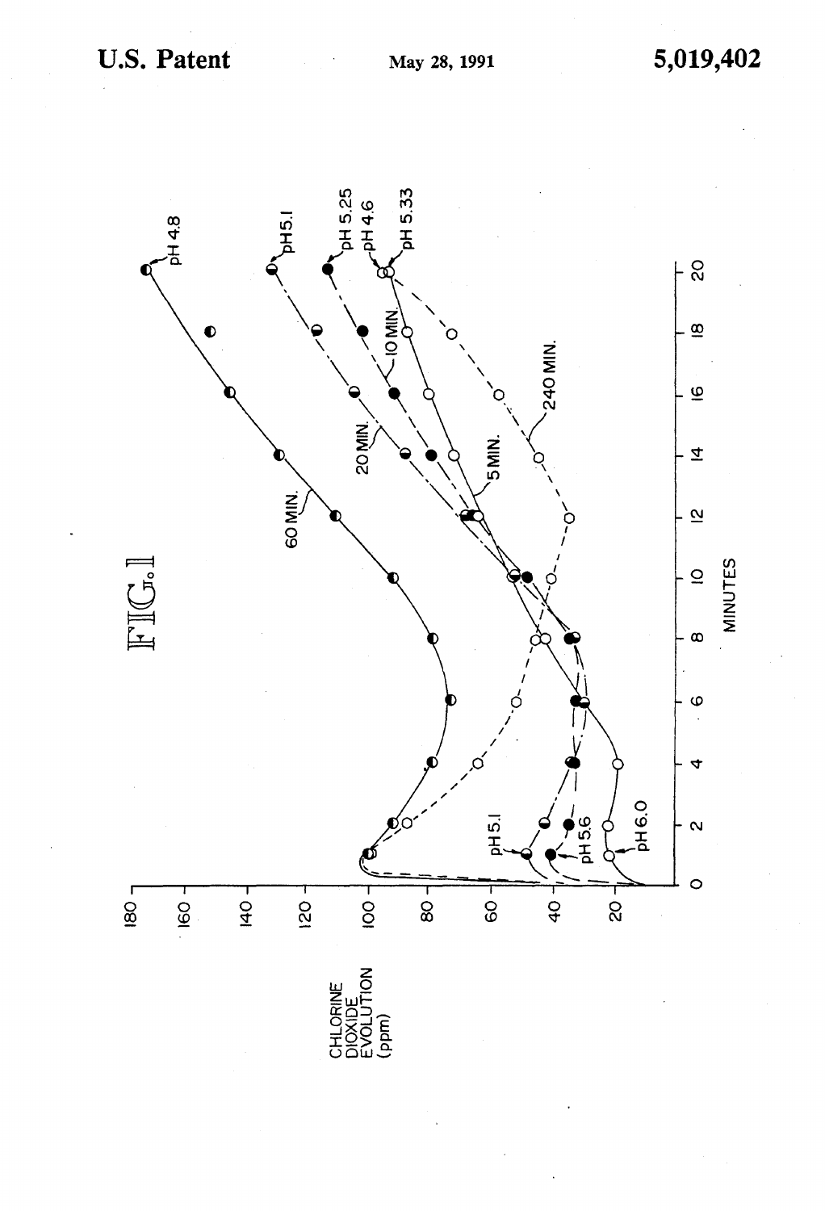FIG. 1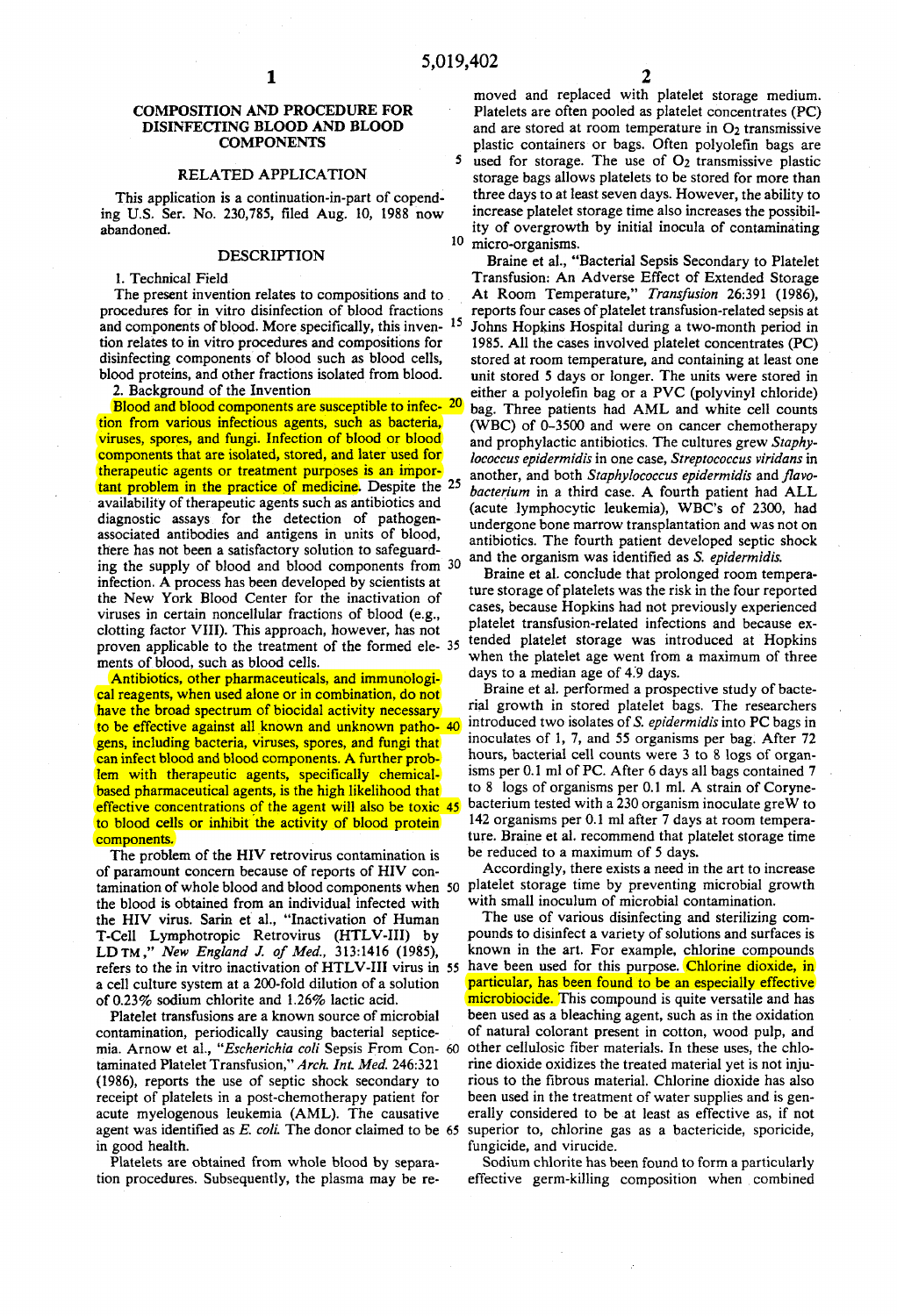# COMPOSITION AND PROCEDURE FOR DISINFECTING BLOOD AND BLOOD COMPONENTS

## RELATED APPLICATION

This application is a continuation-in-part of copending U.S. Ser. No. 230,785, filed Aug. 10, 1988 now abandoned.

## DESCRIPTION

### 1. Technical Field

The present invention relates to compositions and to procedures for in vitro disinfection of blood fractions and components of blood. More specifically, this invention relates to in vitro procedures and compositions for disinfecting components of blood such as blood cells, blood proteins, and other fractions isolated from blood.

### 2. Background of the Invention

Blood and blood components are susceptible to infection from various infectious agents, such as bacteria, viruses, spores, and fungi. Infection of blood or blood components that are isolated, stored, and later used for therapeutic agents or treatment purposes is an important problem in the practice of medicine. Despite the availability of therapeutic agents such as antibiotics and diagnostic assays for the detection of pathogen-associated antibodies and antigens in units of blood, there has not been a satisfactory solution to safeguarding the supply of blood and blood components from infection. A process has been developed by scientists at the New York Blood Center for the inactivation of viruses in certain noncellular fractions of blood (e.g., clotting factor VIII). This approach, however, has not proven applicable to the treatment of the formed elements of blood, such as blood cells.

Antibiotics, other pharmaceuticals, and immunological reagents, when used alone or in combination, do not have the broad spectrum of biocidal activity necessary to be effective against all known and unknown pathogens, including bacteria, viruses, spores, and fungi that can infect blood and blood components. A further problem with therapeutic agents, specifically chemical-based pharmaceutical agents, is the high likelihood that effective concentrations of the agent will also be toxic to blood cells or inhibit the activity of blood protein components.

The problem of the HIV retrovirus contamination is of paramount concern because of reports of HIV contamination of whole blood and blood components when the blood is obtained from an individual infected with the HIV virus. Sarin et al., "Inactivation of Human T-Cell Lymphotropic Retrovirus (HTLV-III) by LD™," *New England J. of Med.*, 313:1416 (1985), refers to the in vitro inactivation of HTLV-III virus in a cell culture system at a 200-fold dilution of a solution of 0.23% sodium chlorite and 1.26% lactic acid.

Platelet transfusions are a known source of microbial contamination, periodically causing bacterial septicemia. Arnow et al., "*Escherichia coli* Sepsis From Contaminated Platelet Transfusion," *Arch. Int. Med.* 246:321 (1986), reports the use of septic shock secondary to receipt of platelets in a post-chemotherapy patient for acute myelogenous leukemia (AML). The causative agent was identified as *E. coli*. The donor claimed to be in good health.

Platelets are obtained from whole blood by separation procedures. Subsequently, the plasma may be removed and replaced with platelet storage medium. Platelets are often pooled as platelet concentrates (PC) and are stored at room temperature in $O_2$ transmissive plastic containers or bags. Often polyolefin bags are used for storage. The use of $O_2$ transmissive plastic storage bags allows platelets to be stored for more than three days to at least seven days. However, the ability to increase platelet storage time also increases the possibility of overgrowth by initial inocula of contaminating micro-organisms.

Braine et al., "Bacterial Sepsis Secondary to Platelet Transfusion: An Adverse Effect of Extended Storage At Room Temperature," *Transfusion* 26:391 (1986), reports four cases of platelet transfusion-related sepsis at Johns Hopkins Hospital during a two-month period in 1985. All the cases involved platelet concentrates (PC) stored at room temperature, and containing at least one unit stored 5 days or longer. The units were stored in either a polyolefin bag or a PVC (polyvinyl chloride) bag. Three patients had AML and white cell counts (WBC) of 0–3500 and were on cancer chemotherapy and prophylactic antibiotics. The cultures grew *Staphylococcus epidermidis* in one case, *Streptococcus viridans* in another, and both *Staphylococcus epidermidis* and *flavobacterium* in a third case. A fourth patient had ALL (acute lymphocytic leukemia), WBC's of 2300, had undergone bone marrow transplantation and was not on antibiotics. The fourth patient developed septic shock and the organism was identified as *S. epidermidis*.

Braine et al. conclude that prolonged room temperature storage of platelets was the risk in the four reported cases, because Hopkins had not previously experienced platelet transfusion-related infections and because extended platelet storage was introduced at Hopkins when the platelet age went from a maximum of three days to a median age of 4.9 days.

Braine et al. performed a prospective study of bacterial growth in stored platelet bags. The researchers introduced two isolates of *S. epidermidis* into PC bags in inoculates of 1, 7, and 55 organisms per bag. After 72 hours, bacterial cell counts were 3 to 8 logs of organisms per 0.1 ml of PC. After 6 days all bags contained 7 to 8 logs of organisms per 0.1 ml. A strain of Corynebacterium tested with a 230 organism inoculate greW to 142 organisms per 0.1 ml after 7 days at room temperature. Braine et al. recommend that platelet storage time be reduced to a maximum of 5 days.

Accordingly, there exists a need in the art to increase platelet storage time by preventing microbial growth with small inoculum of microbial contamination.

The use of various disinfecting and sterilizing compounds to disinfect a variety of solutions and surfaces is known in the art. For example, chlorine compounds have been used for this purpose. Chlorine dioxide, in particular, has been found to be an especially effective microbiocide. This compound is quite versatile and has been used as a bleaching agent, such as in the oxidation of natural colorant present in cotton, wood pulp, and other cellulosic fiber materials. In these uses, the chlorine dioxide oxidizes the treated material yet is not injurious to the fibrous material. Chlorine dioxide has also been used in the treatment of water supplies and is generally considered to be at least as effective as, if not superior to, chlorine gas as a bactericide, sporicide, fungicide, and virucide.

Sodium chlorite has been found to form a particularly effective germ-killing composition when combined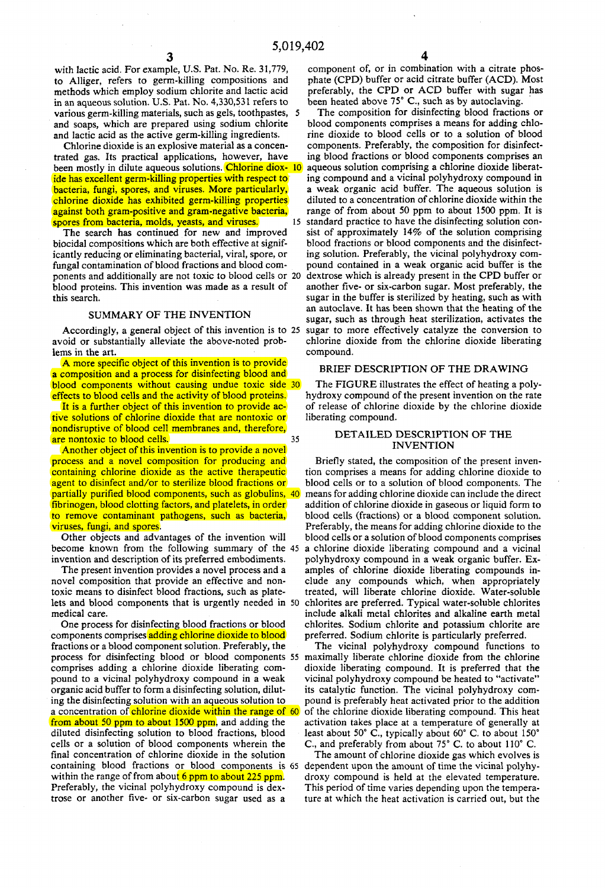with lactic acid. For example, U.S. Pat. No. Re. 31,779, to Alliger, refers to germ-killing compositions and methods which employ sodium chlorite and lactic acid in an aqueous solution. U.S. Pat. No. 4,330,531 refers to various germ-killing materials, such as gels, toothpastes, and soaps, which are prepared using sodium chlorite and lactic acid as the active germ-killing ingredients.

Chlorine dioxide is an explosive material as a concentrated gas. Its practical applications, however, have been mostly in dilute aqueous solutions. Chlorine dioxide has excellent germ-killing properties with respect to bacteria, fungi, spores, and viruses. More particularly, chlorine dioxide has exhibited germ-killing properties against both gram-positive and gram-negative bacteria, spores from bacteria, molds, yeasts, and viruses.

The search has continued for new and improved biocidal compositions which are both effective at significantly reducing or eliminating bacterial, viral, spore, or fungal contamination of blood fractions and blood components and additionally are not toxic to blood cells or blood proteins. This invention was made as a result of this search.

## SUMMARY OF THE INVENTION

Accordingly, a general object of this invention is to avoid or substantially alleviate the above-noted problems in the art.

A more specific object of this invention is to provide a composition and a process for disinfecting blood and blood components without causing undue toxic side effects to blood cells and the activity of blood proteins.

It is a further object of this invention to provide active solutions of chlorine dioxide that are nontoxic or nondisruptive of blood cell membranes and, therefore, are nontoxic to blood cells.

Another object of this invention is to provide a novel process and a novel composition for producing and containing chlorine dioxide as the active therapeutic agent to disinfect and/or to sterilize blood fractions or partially purified blood components, such as globulins, fibrinogen, blood clotting factors, and platelets, in order to remove contaminant pathogens, such as bacteria, viruses, fungi, and spores.

Other objects and advantages of the invention will become known from the following summary of the invention and description of its preferred embodiments.

The present invention provides a novel process and a novel composition that provide an effective and nontoxic means to disinfect blood fractions, such as platelets and blood components that is urgently needed in medical care.

One process for disinfecting blood fractions or blood components comprises adding chlorine dioxide to blood fractions or a blood component solution. Preferably, the process for disinfecting blood or blood components comprises adding a chlorine dioxide liberating compound to a vicinal polyhydroxy compound in a weak organic acid buffer to form a disinfecting solution, diluting the disinfecting solution with an aqueous solution to a concentration of chlorine dioxide within the range of from about 50 ppm to about 1500 ppm, and adding the diluted disinfecting solution to blood fractions, blood cells or a solution of blood components wherein the final concentration of chlorine dioxide in the solution containing blood fractions or blood components is within the range of from about 6 ppm to about 225 ppm. Preferably, the vicinal polyhydroxy compound is dextrose or another five- or six-carbon sugar used as a component of, or in combination with a citrate phosphate (CPD) buffer or acid citrate buffer (ACD). Most preferably, the CPD or ACD buffer with sugar has been heated above 75° C., such as by autoclaving.

The composition for disinfecting blood fractions or blood components comprises a means for adding chlorine dioxide to blood cells or to a solution of blood components. Preferably, the composition for disinfecting blood fractions or blood components comprises an aqueous solution comprising a chlorine dioxide liberating compound and a vicinal polyhydroxy compound in a weak organic acid buffer. The aqueous solution is diluted to a concentration of chlorine dioxide within the range of from about 50 ppm to about 1500 ppm. It is standard practice to have the disinfecting solution consist of approximately 14% of the solution comprising blood fractions or blood components and the disinfecting solution. Preferably, the vicinal polyhydroxy compound contained in a weak organic acid buffer is the dextrose which is already present in the CPD buffer or another five- or six-carbon sugar. Most preferably, the sugar in the buffer is sterilized by heating, such as with an autoclave. It has been shown that the heating of the sugar, such as through heat sterilization, activates the sugar to more effectively catalyze the conversion to chlorine dioxide from the chlorine dioxide liberating compound.

## BRIEF DESCRIPTION OF THE DRAWING

The FIGURE illustrates the effect of heating a polyhydroxy compound of the present invention on the rate of release of chlorine dioxide by the chlorine dioxide liberating compound.

## DETAILED DESCRIPTION OF THE INVENTION

Briefly stated, the composition of the present invention comprises a means for adding chlorine dioxide to blood cells or to a solution of blood components. The means for adding chlorine dioxide can include the direct addition of chlorine dioxide in gaseous or liquid form to blood cells (fractions) or a blood component solution. Preferably, the means for adding chlorine dioxide to the blood cells or a solution of blood components comprises a chlorine dioxide liberating compound and a vicinal polyhydroxy compound in a weak organic buffer. Examples of chlorine dioxide liberating compounds include any compounds which, when appropriately treated, will liberate chlorine dioxide. Water-soluble chlorites are preferred. Typical water-soluble chlorites include alkali metal chlorites and alkaline earth metal chlorites. Sodium chlorite and potassium chlorite are preferred. Sodium chlorite is particularly preferred.

The vicinal polyhydroxy compound functions to maximally liberate chlorine dioxide from the chlorine dioxide liberating compound. It is preferred that the vicinal polyhydroxy compound be heated to "activate" its catalytic function. The vicinal polyhydroxy compound is preferably heat activated prior to the addition of the chlorine dioxide liberating compound. This heat activation takes place at a temperature of generally at least about 50° C., typically about 60° C. to about 150° C., and preferably from about 75° C. to about 110° C.

The amount of chlorine dioxide gas which evolves is dependent upon the amount of time the vicinal polyhydroxy compound is held at the elevated temperature. This period of time varies depending upon the temperature at which the heat activation is carried out, but the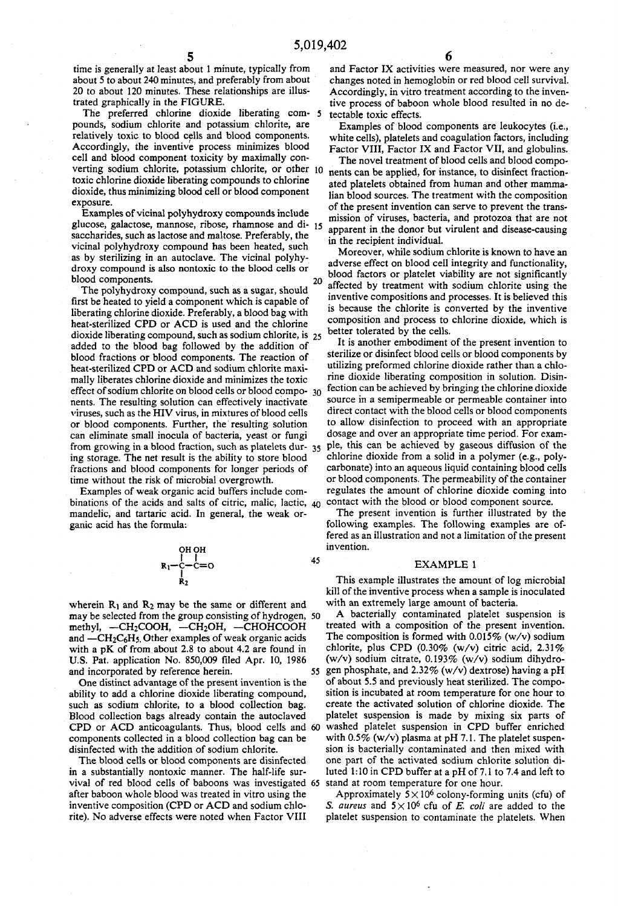time is generally at least about 1 minute, typically from about 5 to about 240 minutes, and preferably from about 20 to about 120 minutes. These relationships are illustrated graphically in the FIGURE.

The preferred chlorine dioxide liberating compounds, sodium chlorite and potassium chlorite, are relatively toxic to blood cells and blood components. Accordingly, the inventive process minimizes blood cell and blood component toxicity by maximally converting sodium chlorite, potassium chlorite, or other toxic chlorine dioxide liberating compounds to chlorine dioxide, thus minimizing blood cell or blood component exposure.

Examples of vicinal polyhydroxy compounds include glucose, galactose, mannose, ribose, rhamnose and disaccharides, such as lactose and maltose. Preferably, the vicinal polyhydroxy compound has been heated, such as by sterilizing in an autoclave. The vicinal polyhydroxy compound is also nontoxic to the blood cells or blood components.

The polyhydroxy compound, such as a sugar, should first be heated to yield a component which is capable of liberating chlorine dioxide. Preferably, a blood bag with heat-sterilized CPD or ACD is used and the chlorine dioxide liberating compound, such as sodium chlorite, is added to the blood bag followed by the addition of blood fractions or blood components. The reaction of heat-sterilized CPD or ACD and sodium chlorite maximally liberates chlorine dioxide and minimizes the toxic effect of sodium chlorite on blood cells or blood components. The resulting solution can effectively inactivate viruses, such as the HIV virus, in mixtures of blood cells or blood components. Further, the resulting solution can eliminate small inocula of bacteria, yeast or fungi from growing in a blood fraction, such as platelets during storage. The net result is the ability to store blood fractions and blood components for longer periods of time without the risk of microbial overgrowth.

Examples of weak organic acid buffers include combinations of the acids and salts of citric, malic, lactic, mandelic, and tartaric acid. In general, the weak organic acid has the formula:

$$R_1-\overset{\displaystyle OH}{\underset{\displaystyle R_2}{\overset{|}{\underset{|}{C}}}}-\overset{\displaystyle OH}{\overset{|}{C}}=O$$

wherein $R_1$ and $R_2$ may be the same or different and may be selected from the group consisting of hydrogen, methyl, $-CH_2COOH$, $-CH_2OH$, $-CHOHCOOH$ and $-CH_2C_6H_5$. Other examples of weak organic acids with a pK of from about 2.8 to about 4.2 are found in U.S. Pat. application No. 850,009 filed Apr. 10, 1986 and incorporated by reference herein.

One distinct advantage of the present invention is the ability to add a chlorine dioxide liberating compound, such as sodium chlorite, to a blood collection bag. Blood collection bags already contain the autoclaved CPD or ACD anticoagulants. Thus, blood cells and components collected in a blood collection bag can be disinfected with the addition of sodium chlorite.

The blood cells or blood components are disinfected in a substantially nontoxic manner. The half-life survival of red blood cells of baboons was investigated after baboon whole blood was treated in vitro using the inventive composition (CPD or ACD and sodium chlorite). No adverse effects were noted when Factor VIII and Factor IX activities were measured, nor were any changes noted in hemoglobin or red blood cell survival. Accordingly, in vitro treatment according to the inventive process of baboon whole blood resulted in no detectable toxic effects.

Examples of blood components are leukocytes (i.e., white cells), platelets and coagulation factors, including Factor VIII, Factor IX and Factor VII, and globulins.

The novel treatment of blood cells and blood components can be applied, for instance, to disinfect fractionated platelets obtained from human and other mammalian blood sources. The treatment with the composition of the present invention can serve to prevent the transmission of viruses, bacteria, and protozoa that are not apparent in the donor but virulent and disease-causing in the recipient individual.

Moreover, while sodium chlorite is known to have an adverse effect on blood cell integrity and functionality, blood factors or platelet viability are not significantly affected by treatment with sodium chlorite using the inventive compositions and processes. It is believed this is because the chlorite is converted by the inventive composition and process to chlorine dioxide, which is better tolerated by the cells.

It is another embodiment of the present invention to sterilize or disinfect blood cells or blood components by utilizing preformed chlorine dioxide rather than a chlorine dioxide liberating composition in solution. Disinfection can be achieved by bringing the chlorine dioxide source in a semipermeable or permeable container into direct contact with the blood cells or blood components to allow disinfection to proceed with an appropriate dosage and over an appropriate time period. For example, this can be achieved by gaseous diffusion of the chlorine dioxide from a solid in a polymer (e.g., polycarbonate) into an aqueous liquid containing blood cells or blood components. The permeability of the container regulates the amount of chlorine dioxide coming into contact with the blood or blood component source.

The present invention is further illustrated by the following examples. The following examples are offered as an illustration and not a limitation of the present invention.

## EXAMPLE 1

This example illustrates the amount of log microbial kill of the inventive process when a sample is inoculated with an extremely large amount of bacteria.

A bacterially contaminated platelet suspension is treated with a composition of the present invention. The composition is formed with 0.015% (w/v) sodium chlorite, plus CPD (0.30% (w/v) citric acid, 2.31% (w/v) sodium citrate, 0.193% (w/v) sodium dihydrogen phosphate, and 2.32% (w/v) dextrose) having a pH of about 5.5 and previously heat sterilized. The composition is incubated at room temperature for one hour to create the activated solution of chlorine dioxide. The platelet suspension is made by mixing six parts of washed platelet suspension in CPD buffer enriched with 0.5% (w/v) plasma at pH 7.1. The platelet suspension is bacterially contaminated and then mixed with one part of the activated sodium chlorite solution diluted 1:10 in CPD buffer at a pH of 7.1 to 7.4 and left to stand at room temperature for one hour.

Approximately $5\times10^6$ colony-forming units (cfu) of *S. aureus* and $5\times10^6$ cfu of *E. coli* are added to the platelet suspension to contaminate the platelets. When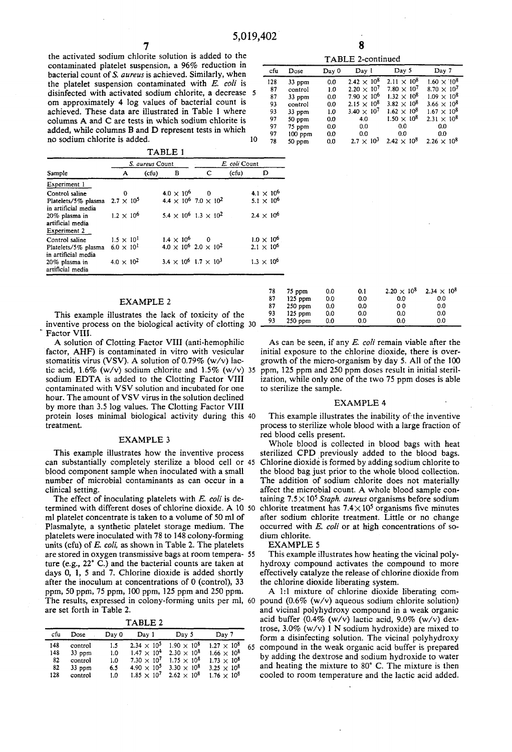the activated sodium chlorite solution is added to the contaminated platelet suspension, a 96% reduction in bacterial count of *S. aureus* is achieved. Similarly, when the platelet suspension contaminated with *E. coli* is disinfected with activated sodium chlorite, a decrease om approximately 4 log values of bacterial count is achieved. These data are illustrated in Table 1 where columns A and C are tests in which sodium chlorite is added, while columns B and D represent tests in which no sodium chlorite is added.

TABLE 1

| Sample | *S. aureus* Count A (cfu) | B | *E. coli* Count C (cfu) | D |
|---|---|---|---|---|
| Experiment 1 | | | | |
| Control saline | 0 | $4.0 \times 10^6$ | 0 | $4.1 \times 10^6$ |
| Platelets/5% plasma in artificial media | $2.7 \times 10^5$ | $4.4 \times 10^6$ | $7.0 \times 10^2$ | $5.1 \times 10^6$ |
| 20% plasma in artificial media | $1.2 \times 10^6$ | $5.4 \times 10^6$ | $1.3 \times 10^2$ | $2.4 \times 10^6$ |
| Experiment 2 | | | | |
| Control saline | $1.5 \times 10^1$ | $1.4 \times 10^6$ | 0 | $1.0 \times 10^6$ |
| Platelets/5% plasma in artificial media | $6.0 \times 10^1$ | $4.0 \times 10^6$ | $2.0 \times 10^2$ | $2.1 \times 10^6$ |
| 20% plasma in artificial media | $4.0 \times 10^2$ | $3.4 \times 10^6$ | $1.7 \times 10^3$ | $1.3 \times 10^6$ |

## EXAMPLE 2

This example illustrates the lack of toxicity of the inventive process on the biological activity of clotting Factor VIII.

A solution of Clotting Factor VIII (anti-hemophilic factor, AHF) is contaminated in vitro with vesicular stomatitis virus (VSV). A solution of 0.79% (w/v) lactic acid, 1.6% (w/v) sodium chlorite and 1.5% (w/v) sodium EDTA is added to the Clotting Factor VIII contaminated with VSV solution and incubated for one hour. The amount of VSV virus in the solution declined by more than 3.5 log values. The Clotting Factor VIII protein loses minimal biological activity during this treatment.

## EXAMPLE 3

This example illustrates how the inventive process can substantially completely sterilize a blood cell or blood component sample when inoculated with a small number of microbial contaminants as can occur in a clinical setting.

The effect of inoculating platelets with *E. coli* is determined with different doses of chlorine dioxide. A 10 ml platelet concentrate is taken to a volume of 50 ml of Plasmalyte, a synthetic platelet storage medium. The platelets were inoculated with 78 to 148 colony-forming units (cfu) of *E. coli*, as shown in Table 2. The platelets are stored in oxygen transmissive bags at room temperature (e.g., 22° C.) and the bacterial counts are taken at days 0, 1, 5 and 7. Chlorine dioxide is added shortly after the inoculum at concentrations of 0 (control), 33 ppm, 50 ppm, 75 ppm, 100 ppm, 125 ppm and 250 ppm. The results, expressed in colony-forming units per ml, are set forth in Table 2.

TABLE 2

| cfu | Dose | Day 0 | Day 1 | Day 5 | Day 7 |
|---|---|---|---|---|---|
| 148 | control | 1.5 | $2.34 \times 10^5$ | $1.90 \times 10^8$ | $1.27 \times 10^8$ |
| 148 | 33 ppm | 1.0 | $1.47 \times 10^4$ | $2.30 \times 10^8$ | $1.66 \times 10^8$ |
| 82 | control | 1.0 | $7.30 \times 10^7$ | $1.75 \times 10^8$ | $1.73 \times 10^8$ |
| 82 | 33 ppm | 6.5 | $4.90 \times 10^5$ | $3.30 \times 10^8$ | $3.25 \times 10^8$ |
| 128 | control | 1.0 | $1.85 \times 10^7$ | $2.62 \times 10^8$ | $1.76 \times 10^8$ |
| 128 | 33 ppm | 0.0 | $2.42 \times 10^8$ | $2.11 \times 10^8$ | $1.60 \times 10^8$ |
| 87 | control | 1.0 | $2.20 \times 10^7$ | $7.80 \times 10^7$ | $8.70 \times 10^7$ |
| 87 | 33 ppm | 0.0 | $7.90 \times 10^6$ | $1.32 \times 10^8$ | $1.09 \times 10^8$ |
| 93 | control | 0.0 | $2.15 \times 10^8$ | $3.82 \times 10^8$ | $3.66 \times 10^8$ |
| 93 | 33 ppm | 1.0 | $3.40 \times 10^7$ | $1.62 \times 10^8$ | $1.67 \times 10^8$ |
| 97 | 50 ppm | 0.0 | 4.0 | $1.50 \times 10^8$ | $2.31 \times 10^8$ |
| 97 | 75 ppm | 0.0 | 0.0 | 0.0 | 0.0 |
| 97 | 100 ppm | 0.0 | 0.0 | 0.0 | 0.0 |
| 78 | 50 ppm | 0.0 | $2.7 \times 10^3$ | $2.42 \times 10^8$ | $2.26 \times 10^8$ |
| 78 | 75 ppm | 0.0 | 0.1 | $2.20 \times 10^8$ | $2.34 \times 10^8$ |
| 87 | 125 ppm | 0.0 | 0.0 | 0.0 | 0.0 |
| 87 | 250 ppm | 0.0 | 0.0 | 0.0 | 0.0 |
| 93 | 125 ppm | 0.0 | 0.0 | 0.0 | 0.0 |
| 93 | 250 ppm | 0.0 | 0.0 | 0.0 | 0.0 |

As can be seen, if any *E. coli* remain viable after the initial exposure to the chlorine dioxide, there is overgrowth of the micro-organism by day 5. All of the 100 ppm, 125 ppm and 250 ppm doses result in initial sterilization, while only one of the two 75 ppm doses is able to sterilize the sample.

## EXAMPLE 4

This example illustrates the inability of the inventive process to sterilize whole blood with a large fraction of red blood cells present.

Whole blood is collected in blood bags with heat sterilized CPD previously added to the blood bags. Chlorine dioxide is formed by adding sodium chlorite to the blood bag just prior to the whole blood collection. The addition of sodium chlorite does not materially affect the microbial count. A whole blood sample containing $7.5 \times 10^5$ *Staph. aureus* organisms before sodium chlorite treatment has $7.4 \times 10^5$ organisms five minutes after sodium chlorite treatment. Little or no change occurred with *E. coli* or at high concentrations of sodium chlorite.

## EXAMPLE 5

This example illustrates how heating the vicinal polyhydroxy compound activates the compound to more effectively catalyze the release of chlorine dioxide from the chlorine dioxide liberating system.

A 1:1 mixture of chlorine dioxide liberating compound (0.6% (w/v) aqueous sodium chlorite solution) and vicinal polyhydroxy compound in a weak organic acid buffer (0.4% (w/v) lactic acid, 9.0% (w/v) dextrose, 3.0% (w/v) 1 N sodium hydroxide) are mixed to form a disinfecting solution. The vicinal polyhydroxy compound in the weak organic acid buffer is prepared by adding the dextrose and sodium hydroxide to water and heating the mixture to 80° C. The mixture is then cooled to room temperature and the lactic acid added.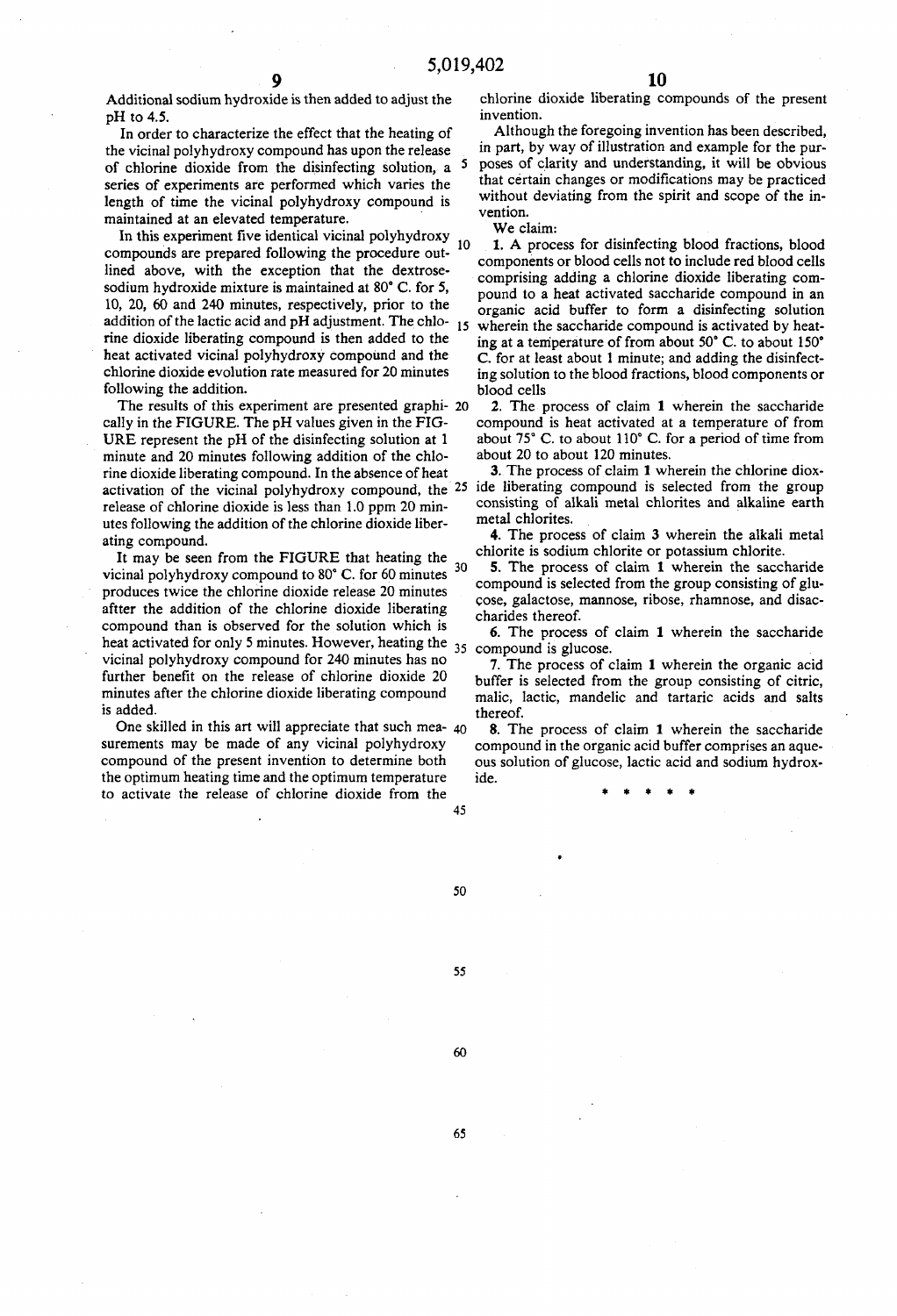Additional sodium hydroxide is then added to adjust the pH to 4.5.

In order to characterize the effect that the heating of the vicinal polyhydroxy compound has upon the release of chlorine dioxide from the disinfecting solution, a series of experiments are performed which varies the length of time the vicinal polyhydroxy compound is maintained at an elevated temperature.

In this experiment five identical vicinal polyhydroxy compounds are prepared following the procedure outlined above, with the exception that the dextrose-sodium hydroxide mixture is maintained at 80° C. for 5, 10, 20, 60 and 240 minutes, respectively, prior to the addition of the lactic acid and pH adjustment. The chlorine dioxide liberating compound is then added to the heat activated vicinal polyhydroxy compound and the chlorine dioxide evolution rate measured for 20 minutes following the addition.

The results of this experiment are presented graphically in the FIGURE. The pH values given in the FIGURE represent the pH of the disinfecting solution at 1 minute and 20 minutes following addition of the chlorine dioxide liberating compound. In the absence of heat activation of the vicinal polyhydroxy compound, the release of chlorine dioxide is less than 1.0 ppm 20 minutes following the addition of the chlorine dioxide liberating compound.

It may be seen from the FIGURE that heating the vicinal polyhydroxy compound to 80° C. for 60 minutes produces twice the chlorine dioxide release 20 minutes aftter the addition of the chlorine dioxide liberating compound than is observed for the solution which is heat activated for only 5 minutes. However, heating the vicinal polyhydroxy compound for 240 minutes has no further benefit on the release of chlorine dioxide 20 minutes after the chlorine dioxide liberating compound is added.

One skilled in this art will appreciate that such measurements may be made of any vicinal polyhydroxy compound of the present invention to determine both the optimum heating time and the optimum temperature to activate the release of chlorine dioxide from the chlorine dioxide liberating compounds of the present invention.

Although the foregoing invention has been described, in part, by way of illustration and example for the purposes of clarity and understanding, it will be obvious that certain changes or modifications may be practiced without deviating from the spirit and scope of the invention.

We claim:

1. A process for disinfecting blood fractions, blood components or blood cells not to include red blood cells comprising adding a chlorine dioxide liberating compound to a heat activated saccharide compound in an organic acid buffer to form a disinfecting solution wherein the saccharide compound is activated by heating at a temperature of from about 50° C. to about 150° C. for at least about 1 minute; and adding the disinfecting solution to the blood fractions, blood components or blood cells

2. The process of claim 1 wherein the saccharide compound is heat activated at a temperature of from about 75° C. to about 110° C. for a period of time from about 20 to about 120 minutes.

3. The process of claim 1 wherein the chlorine dioxide liberating compound is selected from the group consisting of alkali metal chlorites and alkaline earth metal chlorites.

4. The process of claim 3 wherein the alkali metal chlorite is sodium chlorite or potassium chlorite.

5. The process of claim 1 wherein the saccharide compound is selected from the group consisting of glucose, galactose, mannose, ribose, rhamnose, and disaccharides thereof.

6. The process of claim 1 wherein the saccharide compound is glucose.

7. The process of claim 1 wherein the organic acid buffer is selected from the group consisting of citric, malic, lactic, mandelic and tartaric acids and salts thereof.

8. The process of claim 1 wherein the saccharide compound in the organic acid buffer comprises an aqueous solution of glucose, lactic acid and sodium hydroxide.

* * * * *